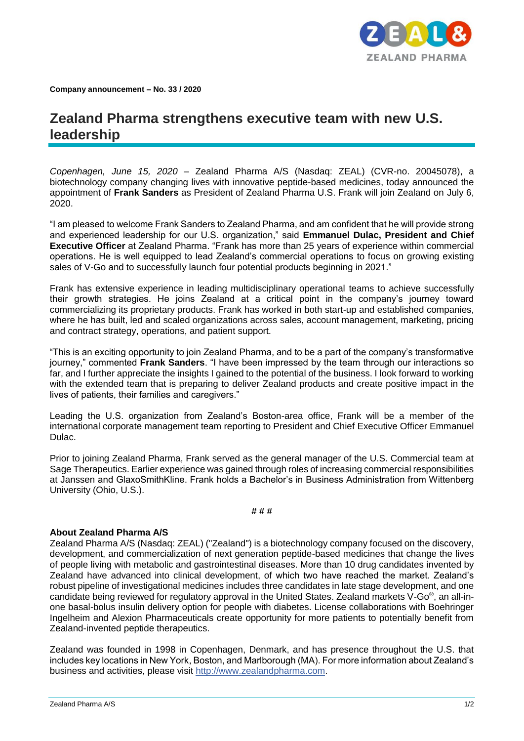**Company announcement – No. 33 / 2020**

# Zealand Pharma strengthens executive team with new U.S. leadership

*Copenhagen, June 15, 2020* – Zealand Pharma A/S (Nasdaq: ZEAL) (CVR-no. 20045078), a biotechnology company changing lives with innovative peptide-based medicines, today announced the appointment of **Frank Sanders** as President of Zealand Pharma U.S. Frank will join Zealand on July 6, 2020.

"I am pleased to welcome Frank Sanders to Zealand Pharma, and am confident that he will provide strong and experienced leadership for our U.S. organization," said **Emmanuel Dulac, President and Chief Executive Officer** at Zealand Pharma. "Frank has more than 25 years of experience within commercial operations. He is well equipped to lead Zealand's commercial operations to focus on growing existing sales of V-Go and to successfully launch four potential products beginning in 2021."

Frank has extensive experience in leading multidisciplinary operational teams to achieve successfully their growth strategies. He joins Zealand at a critical point in the company's journey toward commercializing its proprietary products. Frank has worked in both start-up and established companies, where he has built, led and scaled organizations across sales, account management, marketing, pricing and contract strategy, operations, and patient support.

"This is an exciting opportunity to join Zealand Pharma, and to be a part of the company's transformative journey," commented **Frank Sanders**. "I have been impressed by the team through our interactions so far, and I further appreciate the insights I gained to the potential of the business. I look forward to working with the extended team that is preparing to deliver Zealand products and create positive impact in the lives of patients, their families and caregivers."

Leading the U.S. organization from Zealand's Boston-area office, Frank will be a member of the international corporate management team reporting to President and Chief Executive Officer Emmanuel Dulac.

Prior to joining Zealand Pharma, Frank served as the general manager of the U.S. Commercial team at Sage Therapeutics. Earlier experience was gained through roles of increasing commercial responsibilities at Janssen and GlaxoSmithKline. Frank holds a Bachelor's in Business Administration from Wittenberg University (Ohio, U.S.).

# # #

**About Zealand Pharma A/S**

Zealand Pharma A/S (Nasdaq: ZEAL) ("Zealand") is a biotechnology company focused on the discovery, development, and commercialization of next generation peptide-based medicines that change the lives of people living with metabolic and gastrointestinal diseases. More than 10 drug candidates invented by Zealand have advanced into clinical development, of which two have reached the market. Zealand's robust pipeline of investigational medicines includes three candidates in late stage development, and one candidate being reviewed for regulatory approval in the United States. Zealand markets V-Go®, an all-in-one basal-bolus insulin delivery option for people with diabetes. License collaborations with Boehringer Ingelheim and Alexion Pharmaceuticals create opportunity for more patients to potentially benefit from Zealand-invented peptide therapeutics.

Zealand was founded in 1998 in Copenhagen, Denmark, and has presence throughout the U.S. that includes key locations in New York, Boston, and Marlborough (MA). For more information about Zealand's business and activities, please visit http://www.zealandpharma.com.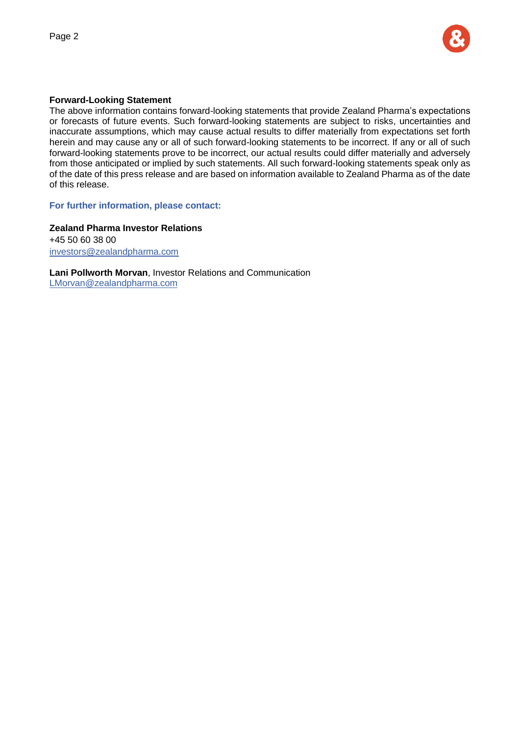**Forward-Looking Statement**

The above information contains forward-looking statements that provide Zealand Pharma's expectations or forecasts of future events. Such forward-looking statements are subject to risks, uncertainties and inaccurate assumptions, which may cause actual results to differ materially from expectations set forth herein and may cause any or all of such forward-looking statements to be incorrect. If any or all of such forward-looking statements prove to be incorrect, our actual results could differ materially and adversely from those anticipated or implied by such statements. All such forward-looking statements speak only as of the date of this press release and are based on information available to Zealand Pharma as of the date of this release.

**For further information, please contact:**

**Zealand Pharma Investor Relations**
+45 50 60 38 00
investors@zealandpharma.com

**Lani Pollworth Morvan**, Investor Relations and Communication
LMorvan@zealandpharma.com